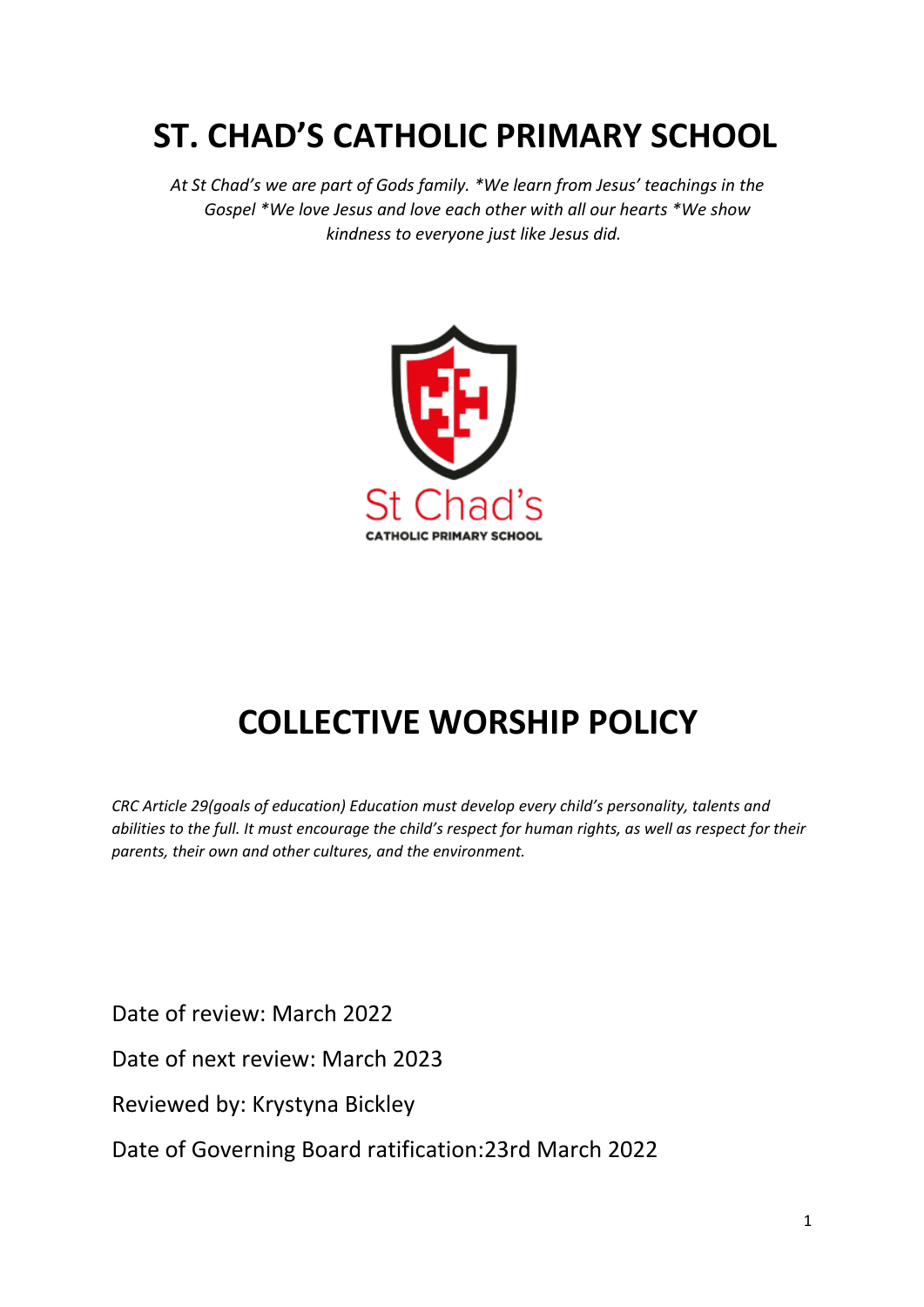# ST. CHAD'S CATHOLIC PRIMARY SCHOOL

*At St Chad's we are part of Gods family. *We learn from Jesus' teachings in the Gospel *We love Jesus and love each other with all our hearts *We show kindness to everyone just like Jesus did.*

St Chad's
CATHOLIC PRIMARY SCHOOL

# COLLECTIVE WORSHIP POLICY

*CRC Article 29(goals of education) Education must develop every child's personality, talents and abilities to the full. It must encourage the child's respect for human rights, as well as respect for their parents, their own and other cultures, and the environment.*

Date of review: March 2022

Date of next review: March 2023

Reviewed by: Krystyna Bickley

Date of Governing Board ratification:23rd March 2022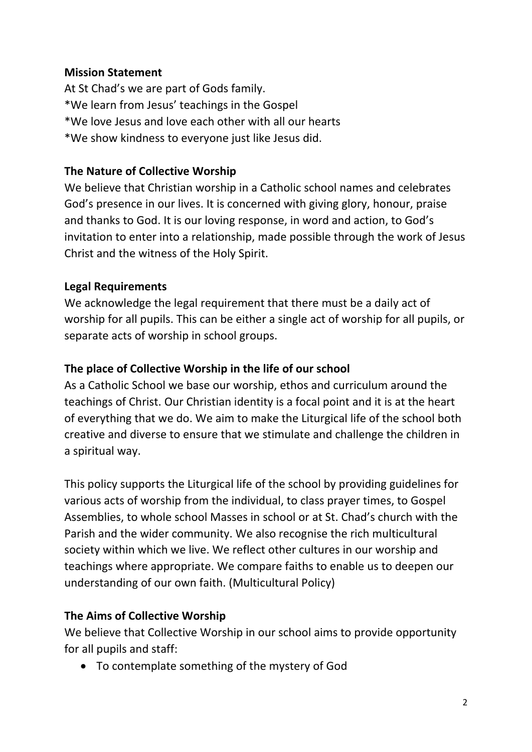**Mission Statement**

At St Chad's we are part of Gods family.
*We learn from Jesus' teachings in the Gospel
*We love Jesus and love each other with all our hearts
*We show kindness to everyone just like Jesus did.

**The Nature of Collective Worship**

We believe that Christian worship in a Catholic school names and celebrates God's presence in our lives. It is concerned with giving glory, honour, praise and thanks to God. It is our loving response, in word and action, to God's invitation to enter into a relationship, made possible through the work of Jesus Christ and the witness of the Holy Spirit.

**Legal Requirements**

We acknowledge the legal requirement that there must be a daily act of worship for all pupils. This can be either a single act of worship for all pupils, or separate acts of worship in school groups.

**The place of Collective Worship in the life of our school**

As a Catholic School we base our worship, ethos and curriculum around the teachings of Christ. Our Christian identity is a focal point and it is at the heart of everything that we do. We aim to make the Liturgical life of the school both creative and diverse to ensure that we stimulate and challenge the children in a spiritual way.

This policy supports the Liturgical life of the school by providing guidelines for various acts of worship from the individual, to class prayer times, to Gospel Assemblies, to whole school Masses in school or at St. Chad's church with the Parish and the wider community. We also recognise the rich multicultural society within which we live. We reflect other cultures in our worship and teachings where appropriate. We compare faiths to enable us to deepen our understanding of our own faith. (Multicultural Policy)

**The Aims of Collective Worship**

We believe that Collective Worship in our school aims to provide opportunity for all pupils and staff:

- To contemplate something of the mystery of God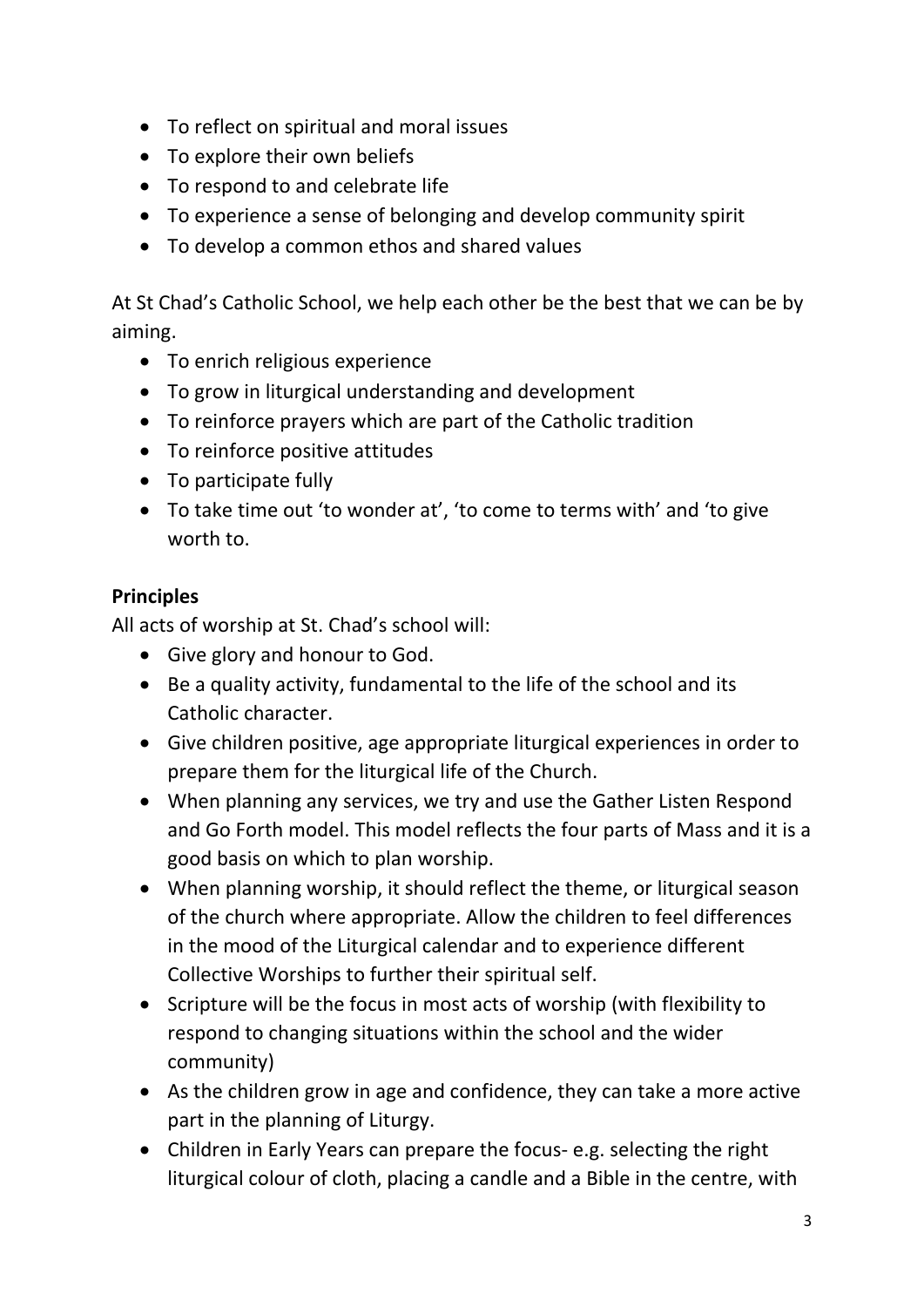- To reflect on spiritual and moral issues
- To explore their own beliefs
- To respond to and celebrate life
- To experience a sense of belonging and develop community spirit
- To develop a common ethos and shared values

At St Chad's Catholic School, we help each other be the best that we can be by aiming.

- To enrich religious experience
- To grow in liturgical understanding and development
- To reinforce prayers which are part of the Catholic tradition
- To reinforce positive attitudes
- To participate fully
- To take time out 'to wonder at', 'to come to terms with' and 'to give worth to.

**Principles**

All acts of worship at St. Chad's school will:

- Give glory and honour to God.
- Be a quality activity, fundamental to the life of the school and its Catholic character.
- Give children positive, age appropriate liturgical experiences in order to prepare them for the liturgical life of the Church.
- When planning any services, we try and use the Gather Listen Respond and Go Forth model. This model reflects the four parts of Mass and it is a good basis on which to plan worship.
- When planning worship, it should reflect the theme, or liturgical season of the church where appropriate. Allow the children to feel differences in the mood of the Liturgical calendar and to experience different Collective Worships to further their spiritual self.
- Scripture will be the focus in most acts of worship (with flexibility to respond to changing situations within the school and the wider community)
- As the children grow in age and confidence, they can take a more active part in the planning of Liturgy.
- Children in Early Years can prepare the focus- e.g. selecting the right liturgical colour of cloth, placing a candle and a Bible in the centre, with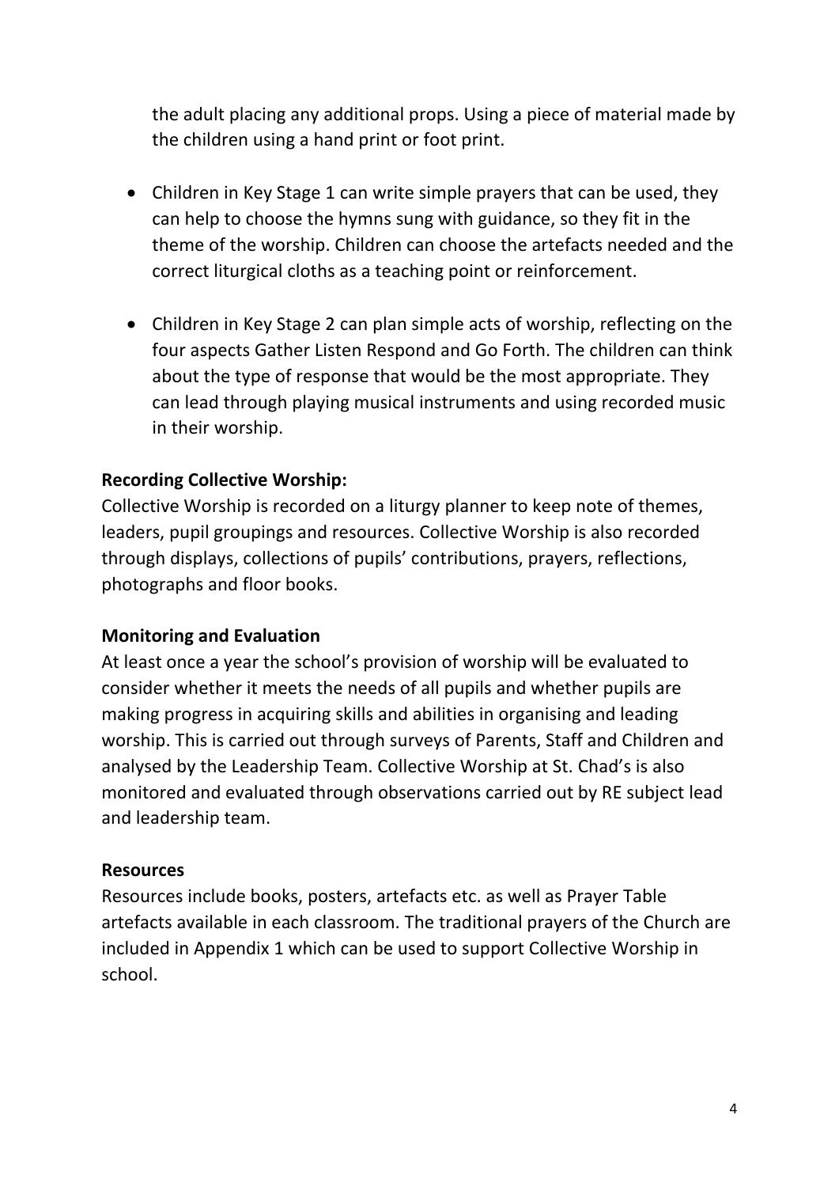the adult placing any additional props. Using a piece of material made by the children using a hand print or foot print.

- Children in Key Stage 1 can write simple prayers that can be used, they can help to choose the hymns sung with guidance, so they fit in the theme of the worship. Children can choose the artefacts needed and the correct liturgical cloths as a teaching point or reinforcement.
- Children in Key Stage 2 can plan simple acts of worship, reflecting on the four aspects Gather Listen Respond and Go Forth. The children can think about the type of response that would be the most appropriate. They can lead through playing musical instruments and using recorded music in their worship.

**Recording Collective Worship:**

Collective Worship is recorded on a liturgy planner to keep note of themes, leaders, pupil groupings and resources. Collective Worship is also recorded through displays, collections of pupils' contributions, prayers, reflections, photographs and floor books.

**Monitoring and Evaluation**

At least once a year the school's provision of worship will be evaluated to consider whether it meets the needs of all pupils and whether pupils are making progress in acquiring skills and abilities in organising and leading worship. This is carried out through surveys of Parents, Staff and Children and analysed by the Leadership Team. Collective Worship at St. Chad's is also monitored and evaluated through observations carried out by RE subject lead and leadership team.

**Resources**

Resources include books, posters, artefacts etc. as well as Prayer Table artefacts available in each classroom. The traditional prayers of the Church are included in Appendix 1 which can be used to support Collective Worship in school.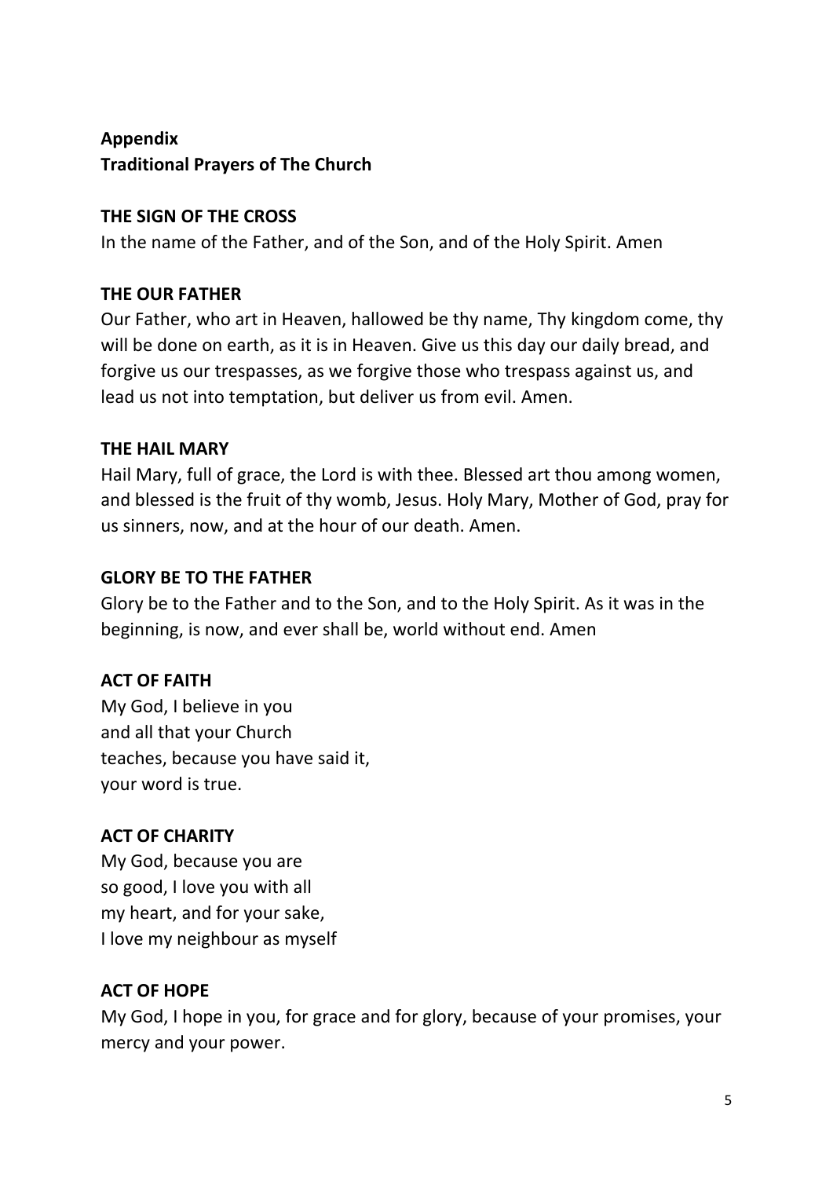**Appendix**
**Traditional Prayers of The Church**

**THE SIGN OF THE CROSS**

In the name of the Father, and of the Son, and of the Holy Spirit. Amen

**THE OUR FATHER**

Our Father, who art in Heaven, hallowed be thy name, Thy kingdom come, thy will be done on earth, as it is in Heaven. Give us this day our daily bread, and forgive us our trespasses, as we forgive those who trespass against us, and lead us not into temptation, but deliver us from evil. Amen.

**THE HAIL MARY**

Hail Mary, full of grace, the Lord is with thee. Blessed art thou among women, and blessed is the fruit of thy womb, Jesus. Holy Mary, Mother of God, pray for us sinners, now, and at the hour of our death. Amen.

**GLORY BE TO THE FATHER**

Glory be to the Father and to the Son, and to the Holy Spirit. As it was in the beginning, is now, and ever shall be, world without end. Amen

**ACT OF FAITH**

My God, I believe in you
and all that your Church
teaches, because you have said it,
your word is true.

**ACT OF CHARITY**

My God, because you are
so good, I love you with all
my heart, and for your sake,
I love my neighbour as myself

**ACT OF HOPE**

My God, I hope in you, for grace and for glory, because of your promises, your mercy and your power.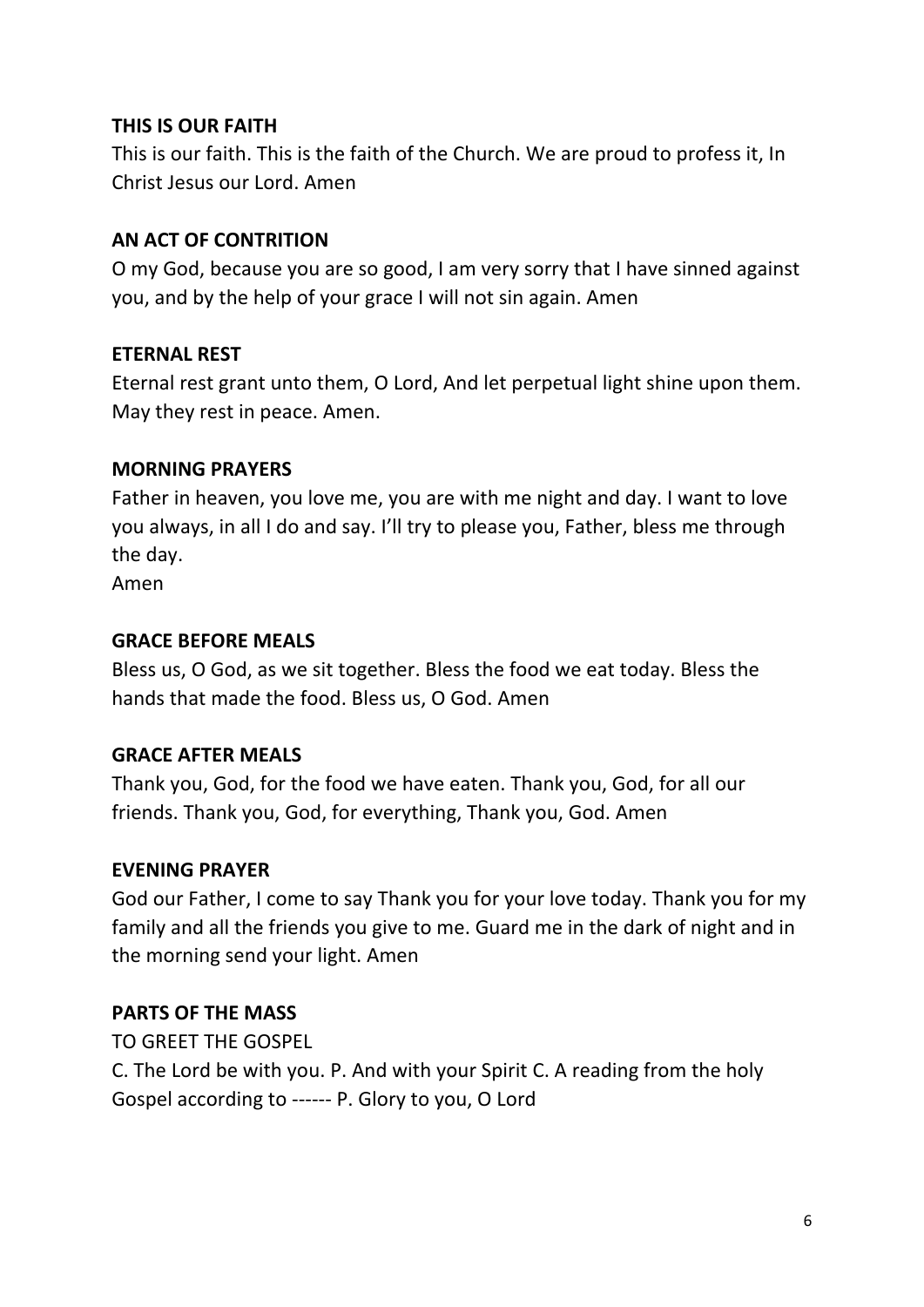**THIS IS OUR FAITH**

This is our faith. This is the faith of the Church. We are proud to profess it, In Christ Jesus our Lord. Amen

**AN ACT OF CONTRITION**

O my God, because you are so good, I am very sorry that I have sinned against you, and by the help of your grace I will not sin again. Amen

**ETERNAL REST**

Eternal rest grant unto them, O Lord, And let perpetual light shine upon them. May they rest in peace. Amen.

**MORNING PRAYERS**

Father in heaven, you love me, you are with me night and day. I want to love you always, in all I do and say. I'll try to please you, Father, bless me through the day.

Amen

**GRACE BEFORE MEALS**

Bless us, O God, as we sit together. Bless the food we eat today. Bless the hands that made the food. Bless us, O God. Amen

**GRACE AFTER MEALS**

Thank you, God, for the food we have eaten. Thank you, God, for all our friends. Thank you, God, for everything, Thank you, God. Amen

**EVENING PRAYER**

God our Father, I come to say Thank you for your love today. Thank you for my family and all the friends you give to me. Guard me in the dark of night and in the morning send your light. Amen

**PARTS OF THE MASS**

TO GREET THE GOSPEL

C. The Lord be with you. P. And with your Spirit C. A reading from the holy Gospel according to ------ P. Glory to you, O Lord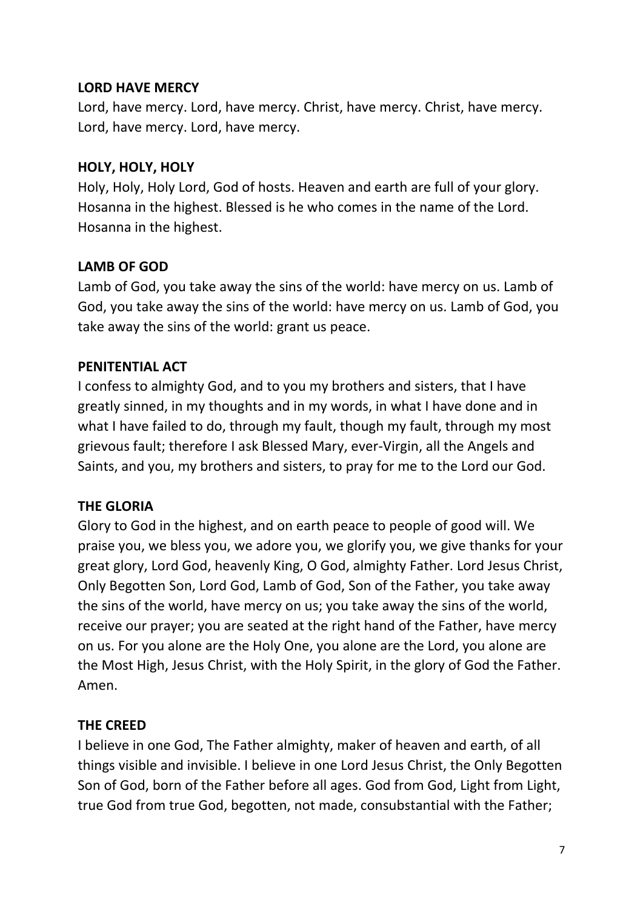**LORD HAVE MERCY**

Lord, have mercy. Lord, have mercy. Christ, have mercy. Christ, have mercy. Lord, have mercy. Lord, have mercy.

**HOLY, HOLY, HOLY**

Holy, Holy, Holy Lord, God of hosts. Heaven and earth are full of your glory. Hosanna in the highest. Blessed is he who comes in the name of the Lord. Hosanna in the highest.

**LAMB OF GOD**

Lamb of God, you take away the sins of the world: have mercy on us. Lamb of God, you take away the sins of the world: have mercy on us. Lamb of God, you take away the sins of the world: grant us peace.

**PENITENTIAL ACT**

I confess to almighty God, and to you my brothers and sisters, that I have greatly sinned, in my thoughts and in my words, in what I have done and in what I have failed to do, through my fault, though my fault, through my most grievous fault; therefore I ask Blessed Mary, ever-Virgin, all the Angels and Saints, and you, my brothers and sisters, to pray for me to the Lord our God.

**THE GLORIA**

Glory to God in the highest, and on earth peace to people of good will. We praise you, we bless you, we adore you, we glorify you, we give thanks for your great glory, Lord God, heavenly King, O God, almighty Father. Lord Jesus Christ, Only Begotten Son, Lord God, Lamb of God, Son of the Father, you take away the sins of the world, have mercy on us; you take away the sins of the world, receive our prayer; you are seated at the right hand of the Father, have mercy on us. For you alone are the Holy One, you alone are the Lord, you alone are the Most High, Jesus Christ, with the Holy Spirit, in the glory of God the Father. Amen.

**THE CREED**

I believe in one God, The Father almighty, maker of heaven and earth, of all things visible and invisible. I believe in one Lord Jesus Christ, the Only Begotten Son of God, born of the Father before all ages. God from God, Light from Light, true God from true God, begotten, not made, consubstantial with the Father;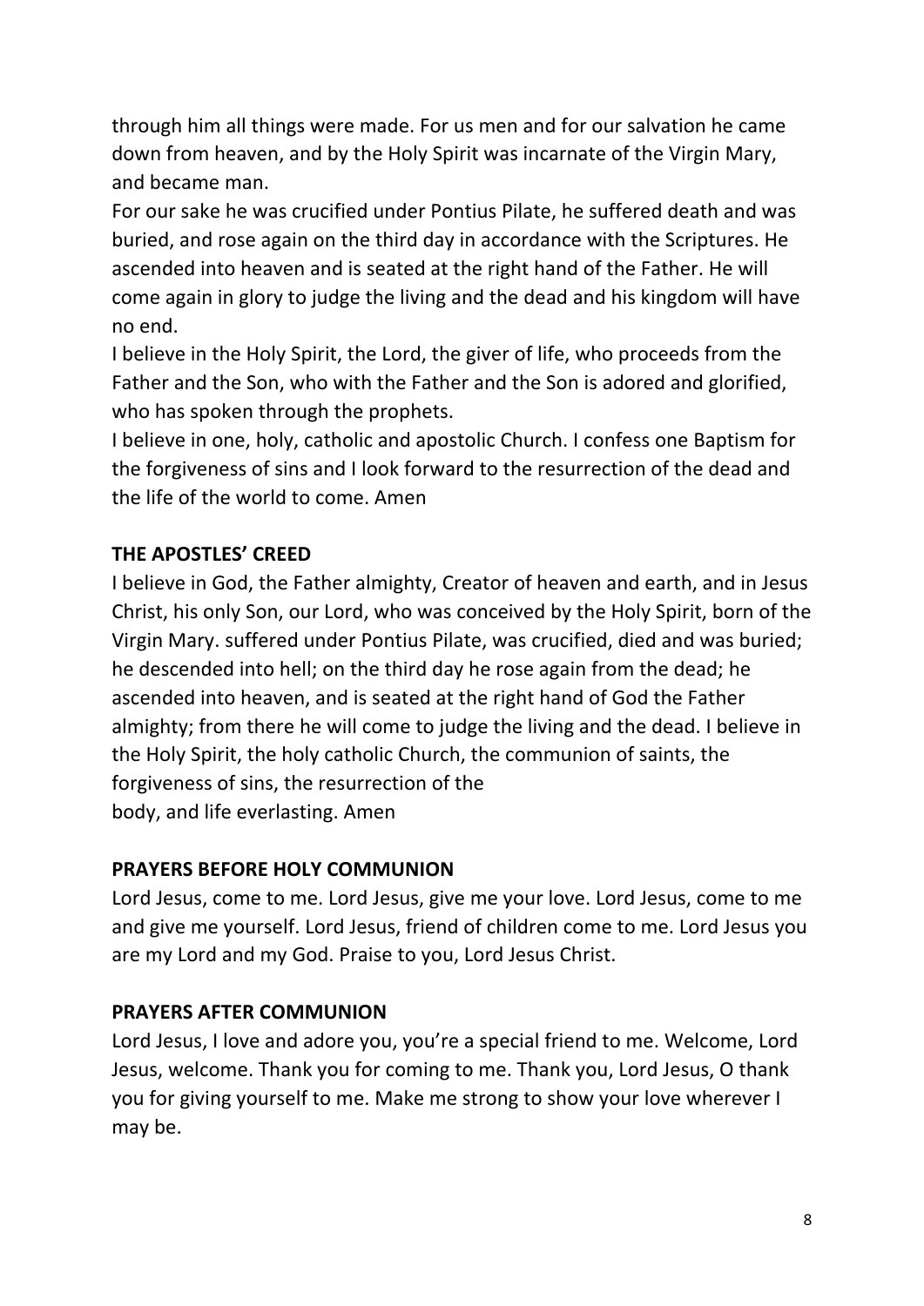through him all things were made. For us men and for our salvation he came down from heaven, and by the Holy Spirit was incarnate of the Virgin Mary, and became man.

For our sake he was crucified under Pontius Pilate, he suffered death and was buried, and rose again on the third day in accordance with the Scriptures. He ascended into heaven and is seated at the right hand of the Father. He will come again in glory to judge the living and the dead and his kingdom will have no end.

I believe in the Holy Spirit, the Lord, the giver of life, who proceeds from the Father and the Son, who with the Father and the Son is adored and glorified, who has spoken through the prophets.

I believe in one, holy, catholic and apostolic Church. I confess one Baptism for the forgiveness of sins and I look forward to the resurrection of the dead and the life of the world to come. Amen

**THE APOSTLES' CREED**

I believe in God, the Father almighty, Creator of heaven and earth, and in Jesus Christ, his only Son, our Lord, who was conceived by the Holy Spirit, born of the Virgin Mary. suffered under Pontius Pilate, was crucified, died and was buried; he descended into hell; on the third day he rose again from the dead; he ascended into heaven, and is seated at the right hand of God the Father almighty; from there he will come to judge the living and the dead. I believe in the Holy Spirit, the holy catholic Church, the communion of saints, the forgiveness of sins, the resurrection of the body, and life everlasting. Amen

**PRAYERS BEFORE HOLY COMMUNION**

Lord Jesus, come to me. Lord Jesus, give me your love. Lord Jesus, come to me and give me yourself. Lord Jesus, friend of children come to me. Lord Jesus you are my Lord and my God. Praise to you, Lord Jesus Christ.

**PRAYERS AFTER COMMUNION**

Lord Jesus, I love and adore you, you're a special friend to me. Welcome, Lord Jesus, welcome. Thank you for coming to me. Thank you, Lord Jesus, O thank you for giving yourself to me. Make me strong to show your love wherever I may be.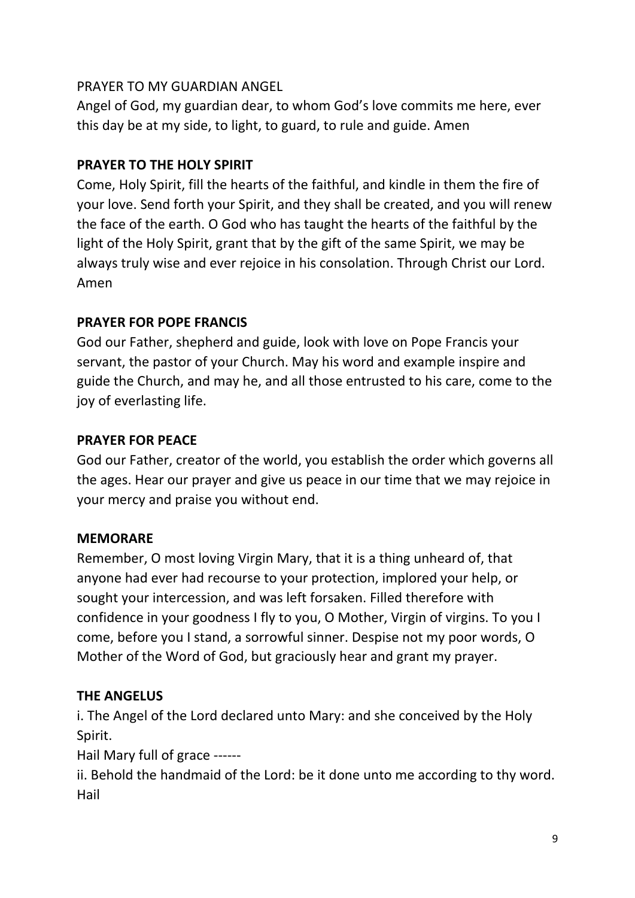PRAYER TO MY GUARDIAN ANGEL

Angel of God, my guardian dear, to whom God's love commits me here, ever this day be at my side, to light, to guard, to rule and guide. Amen

**PRAYER TO THE HOLY SPIRIT**

Come, Holy Spirit, fill the hearts of the faithful, and kindle in them the fire of your love. Send forth your Spirit, and they shall be created, and you will renew the face of the earth. O God who has taught the hearts of the faithful by the light of the Holy Spirit, grant that by the gift of the same Spirit, we may be always truly wise and ever rejoice in his consolation. Through Christ our Lord. Amen

**PRAYER FOR POPE FRANCIS**

God our Father, shepherd and guide, look with love on Pope Francis your servant, the pastor of your Church. May his word and example inspire and guide the Church, and may he, and all those entrusted to his care, come to the joy of everlasting life.

**PRAYER FOR PEACE**

God our Father, creator of the world, you establish the order which governs all the ages. Hear our prayer and give us peace in our time that we may rejoice in your mercy and praise you without end.

**MEMORARE**

Remember, O most loving Virgin Mary, that it is a thing unheard of, that anyone had ever had recourse to your protection, implored your help, or sought your intercession, and was left forsaken. Filled therefore with confidence in your goodness I fly to you, O Mother, Virgin of virgins. To you I come, before you I stand, a sorrowful sinner. Despise not my poor words, O Mother of the Word of God, but graciously hear and grant my prayer.

**THE ANGELUS**

i. The Angel of the Lord declared unto Mary: and she conceived by the Holy Spirit.

Hail Mary full of grace ------

ii. Behold the handmaid of the Lord: be it done unto me according to thy word. Hail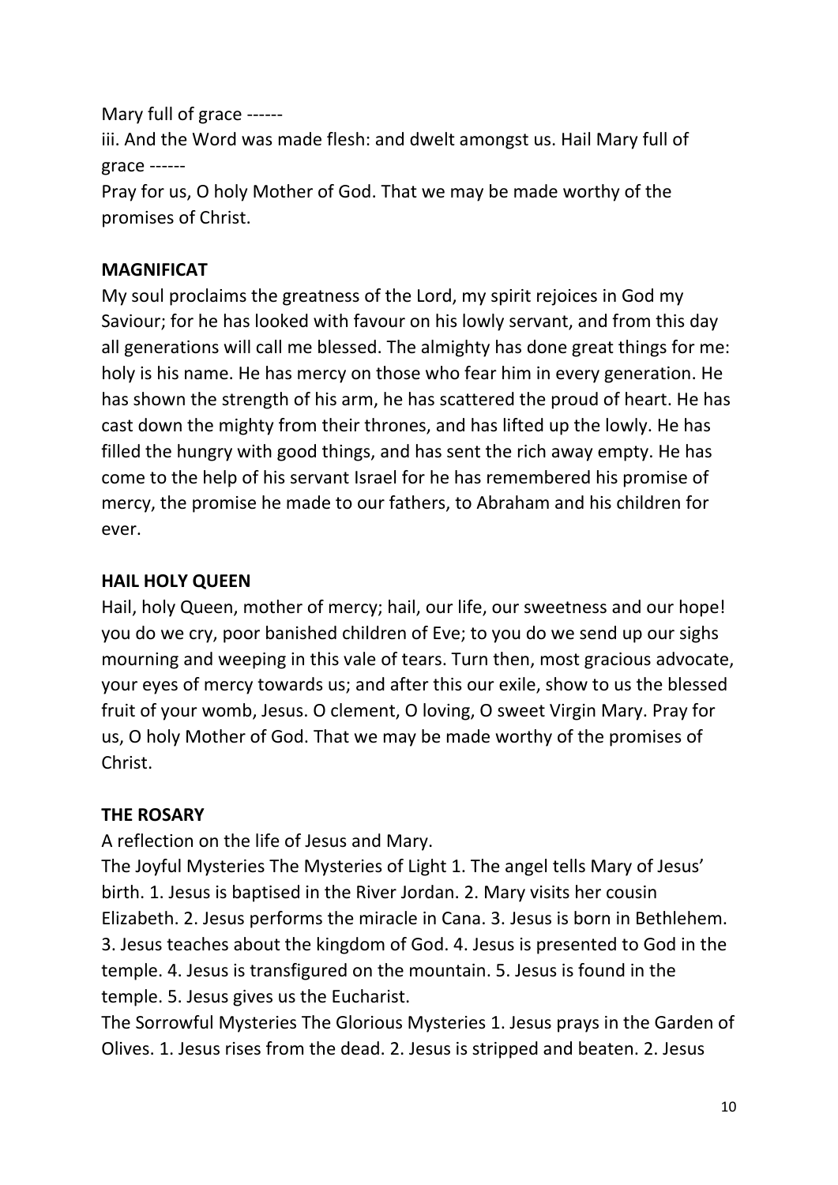Mary full of grace ------

iii. And the Word was made flesh: and dwelt amongst us. Hail Mary full of grace ------

Pray for us, O holy Mother of God. That we may be made worthy of the promises of Christ.

**MAGNIFICAT**

My soul proclaims the greatness of the Lord, my spirit rejoices in God my Saviour; for he has looked with favour on his lowly servant, and from this day all generations will call me blessed. The almighty has done great things for me: holy is his name. He has mercy on those who fear him in every generation. He has shown the strength of his arm, he has scattered the proud of heart. He has cast down the mighty from their thrones, and has lifted up the lowly. He has filled the hungry with good things, and has sent the rich away empty. He has come to the help of his servant Israel for he has remembered his promise of mercy, the promise he made to our fathers, to Abraham and his children for ever.

**HAIL HOLY QUEEN**

Hail, holy Queen, mother of mercy; hail, our life, our sweetness and our hope! you do we cry, poor banished children of Eve; to you do we send up our sighs mourning and weeping in this vale of tears. Turn then, most gracious advocate, your eyes of mercy towards us; and after this our exile, show to us the blessed fruit of your womb, Jesus. O clement, O loving, O sweet Virgin Mary. Pray for us, O holy Mother of God. That we may be made worthy of the promises of Christ.

**THE ROSARY**

A reflection on the life of Jesus and Mary.

The Joyful Mysteries The Mysteries of Light 1. The angel tells Mary of Jesus' birth. 1. Jesus is baptised in the River Jordan. 2. Mary visits her cousin Elizabeth. 2. Jesus performs the miracle in Cana. 3. Jesus is born in Bethlehem. 3. Jesus teaches about the kingdom of God. 4. Jesus is presented to God in the temple. 4. Jesus is transfigured on the mountain. 5. Jesus is found in the temple. 5. Jesus gives us the Eucharist.

The Sorrowful Mysteries The Glorious Mysteries 1. Jesus prays in the Garden of Olives. 1. Jesus rises from the dead. 2. Jesus is stripped and beaten. 2. Jesus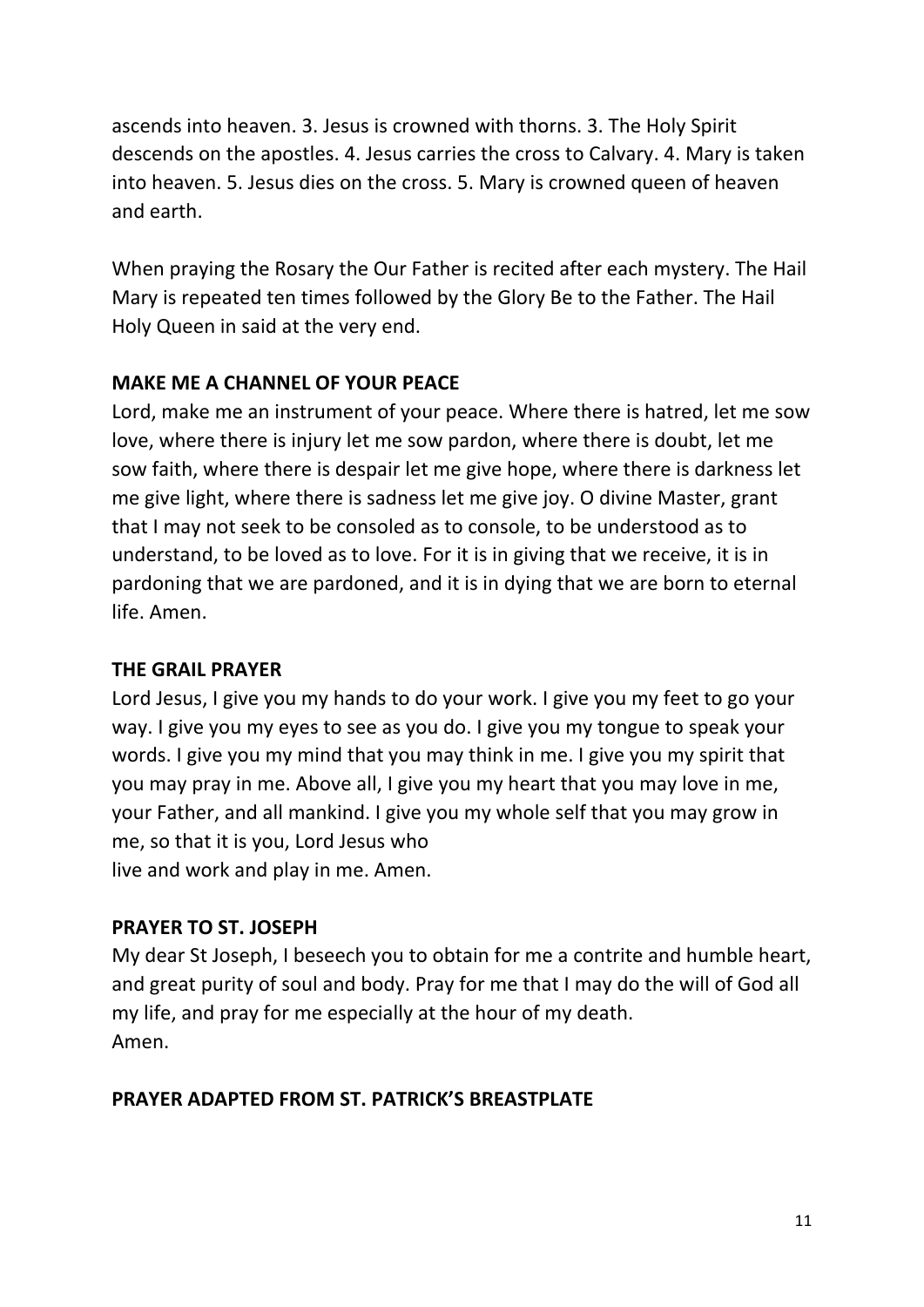ascends into heaven. 3. Jesus is crowned with thorns. 3. The Holy Spirit descends on the apostles. 4. Jesus carries the cross to Calvary. 4. Mary is taken into heaven. 5. Jesus dies on the cross. 5. Mary is crowned queen of heaven and earth.

When praying the Rosary the Our Father is recited after each mystery. The Hail Mary is repeated ten times followed by the Glory Be to the Father. The Hail Holy Queen in said at the very end.

**MAKE ME A CHANNEL OF YOUR PEACE**

Lord, make me an instrument of your peace. Where there is hatred, let me sow love, where there is injury let me sow pardon, where there is doubt, let me sow faith, where there is despair let me give hope, where there is darkness let me give light, where there is sadness let me give joy. O divine Master, grant that I may not seek to be consoled as to console, to be understood as to understand, to be loved as to love. For it is in giving that we receive, it is in pardoning that we are pardoned, and it is in dying that we are born to eternal life. Amen.

**THE GRAIL PRAYER**

Lord Jesus, I give you my hands to do your work. I give you my feet to go your way. I give you my eyes to see as you do. I give you my tongue to speak your words. I give you my mind that you may think in me. I give you my spirit that you may pray in me. Above all, I give you my heart that you may love in me, your Father, and all mankind. I give you my whole self that you may grow in me, so that it is you, Lord Jesus who
live and work and play in me. Amen.

**PRAYER TO ST. JOSEPH**

My dear St Joseph, I beseech you to obtain for me a contrite and humble heart, and great purity of soul and body. Pray for me that I may do the will of God all my life, and pray for me especially at the hour of my death.
Amen.

**PRAYER ADAPTED FROM ST. PATRICK'S BREASTPLATE**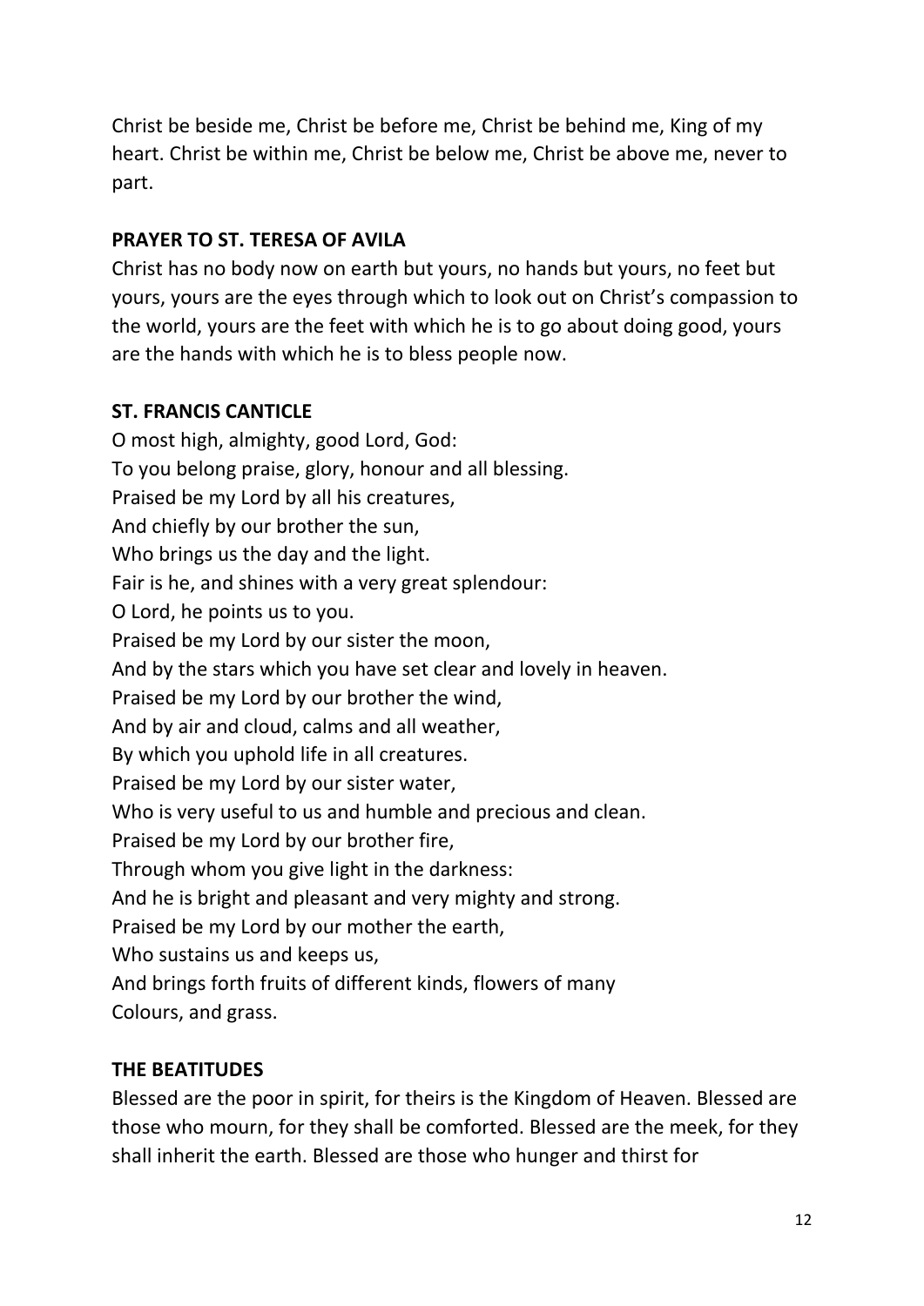Christ be beside me, Christ be before me, Christ be behind me, King of my heart. Christ be within me, Christ be below me, Christ be above me, never to part.

**PRAYER TO ST. TERESA OF AVILA**

Christ has no body now on earth but yours, no hands but yours, no feet but yours, yours are the eyes through which to look out on Christ's compassion to the world, yours are the feet with which he is to go about doing good, yours are the hands with which he is to bless people now.

**ST. FRANCIS CANTICLE**

O most high, almighty, good Lord, God:
To you belong praise, glory, honour and all blessing.
Praised be my Lord by all his creatures,
And chiefly by our brother the sun,
Who brings us the day and the light.
Fair is he, and shines with a very great splendour:
O Lord, he points us to you.
Praised be my Lord by our sister the moon,
And by the stars which you have set clear and lovely in heaven.
Praised be my Lord by our brother the wind,
And by air and cloud, calms and all weather,
By which you uphold life in all creatures.
Praised be my Lord by our sister water,
Who is very useful to us and humble and precious and clean.
Praised be my Lord by our brother fire,
Through whom you give light in the darkness:
And he is bright and pleasant and very mighty and strong.
Praised be my Lord by our mother the earth,
Who sustains us and keeps us,
And brings forth fruits of different kinds, flowers of many
Colours, and grass.

**THE BEATITUDES**

Blessed are the poor in spirit, for theirs is the Kingdom of Heaven. Blessed are those who mourn, for they shall be comforted. Blessed are the meek, for they shall inherit the earth. Blessed are those who hunger and thirst for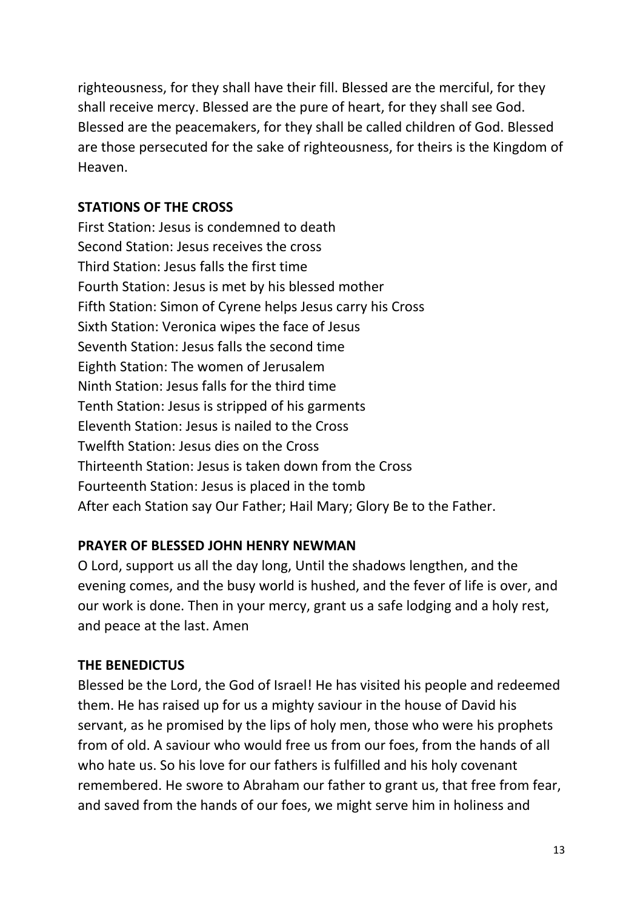righteousness, for they shall have their fill. Blessed are the merciful, for they shall receive mercy. Blessed are the pure of heart, for they shall see God. Blessed are the peacemakers, for they shall be called children of God. Blessed are those persecuted for the sake of righteousness, for theirs is the Kingdom of Heaven.

**STATIONS OF THE CROSS**

First Station: Jesus is condemned to death
Second Station: Jesus receives the cross
Third Station: Jesus falls the first time
Fourth Station: Jesus is met by his blessed mother
Fifth Station: Simon of Cyrene helps Jesus carry his Cross
Sixth Station: Veronica wipes the face of Jesus
Seventh Station: Jesus falls the second time
Eighth Station: The women of Jerusalem
Ninth Station: Jesus falls for the third time
Tenth Station: Jesus is stripped of his garments
Eleventh Station: Jesus is nailed to the Cross
Twelfth Station: Jesus dies on the Cross
Thirteenth Station: Jesus is taken down from the Cross
Fourteenth Station: Jesus is placed in the tomb
After each Station say Our Father; Hail Mary; Glory Be to the Father.

**PRAYER OF BLESSED JOHN HENRY NEWMAN**

O Lord, support us all the day long, Until the shadows lengthen, and the evening comes, and the busy world is hushed, and the fever of life is over, and our work is done. Then in your mercy, grant us a safe lodging and a holy rest, and peace at the last. Amen

**THE BENEDICTUS**

Blessed be the Lord, the God of Israel! He has visited his people and redeemed them. He has raised up for us a mighty saviour in the house of David his servant, as he promised by the lips of holy men, those who were his prophets from of old. A saviour who would free us from our foes, from the hands of all who hate us. So his love for our fathers is fulfilled and his holy covenant remembered. He swore to Abraham our father to grant us, that free from fear, and saved from the hands of our foes, we might serve him in holiness and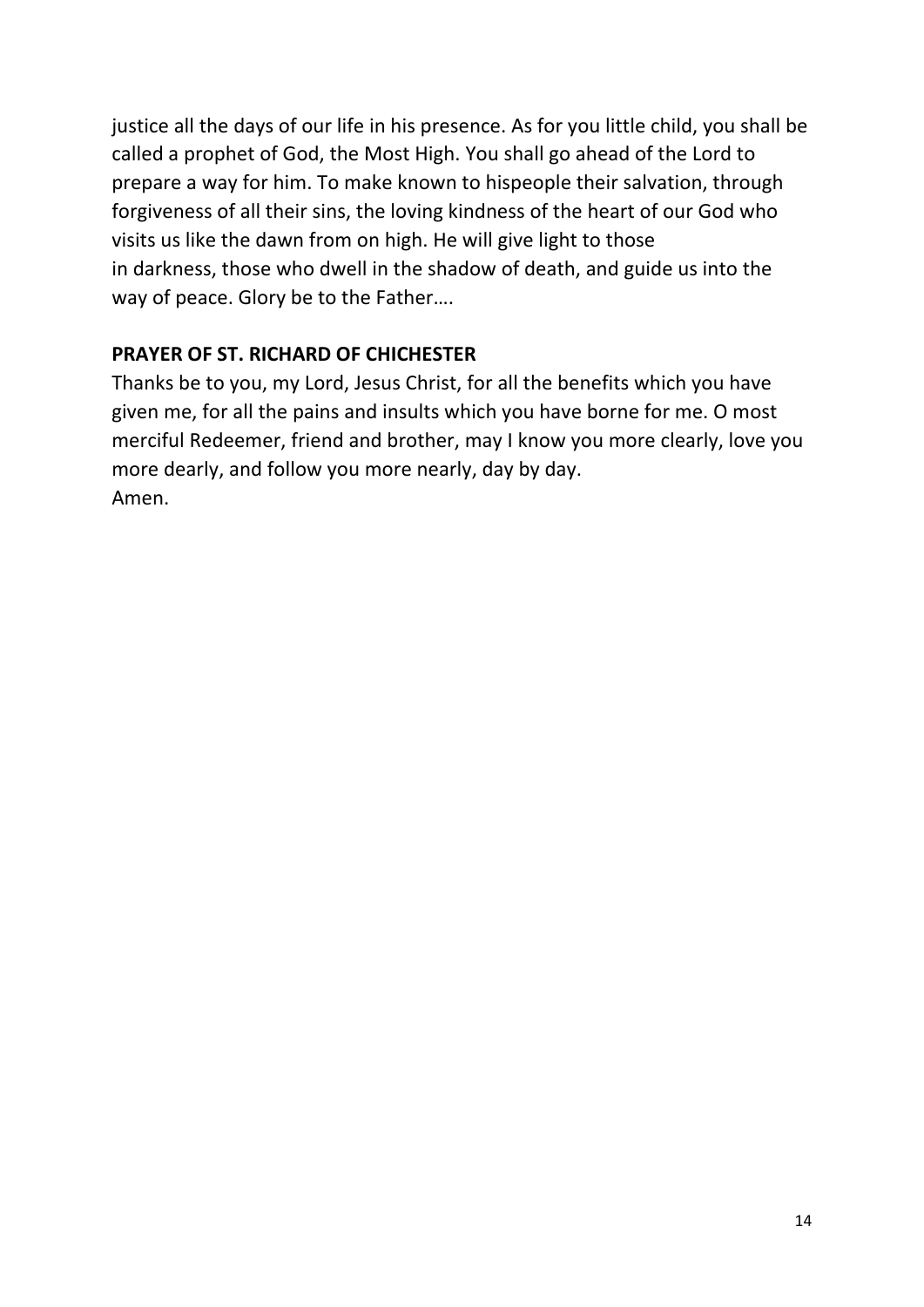justice all the days of our life in his presence. As for you little child, you shall be called a prophet of God, the Most High. You shall go ahead of the Lord to prepare a way for him. To make known to hispeople their salvation, through forgiveness of all their sins, the loving kindness of the heart of our God who visits us like the dawn from on high. He will give light to those in darkness, those who dwell in the shadow of death, and guide us into the way of peace. Glory be to the Father….

**PRAYER OF ST. RICHARD OF CHICHESTER**

Thanks be to you, my Lord, Jesus Christ, for all the benefits which you have given me, for all the pains and insults which you have borne for me. O most merciful Redeemer, friend and brother, may I know you more clearly, love you more dearly, and follow you more nearly, day by day.
Amen.